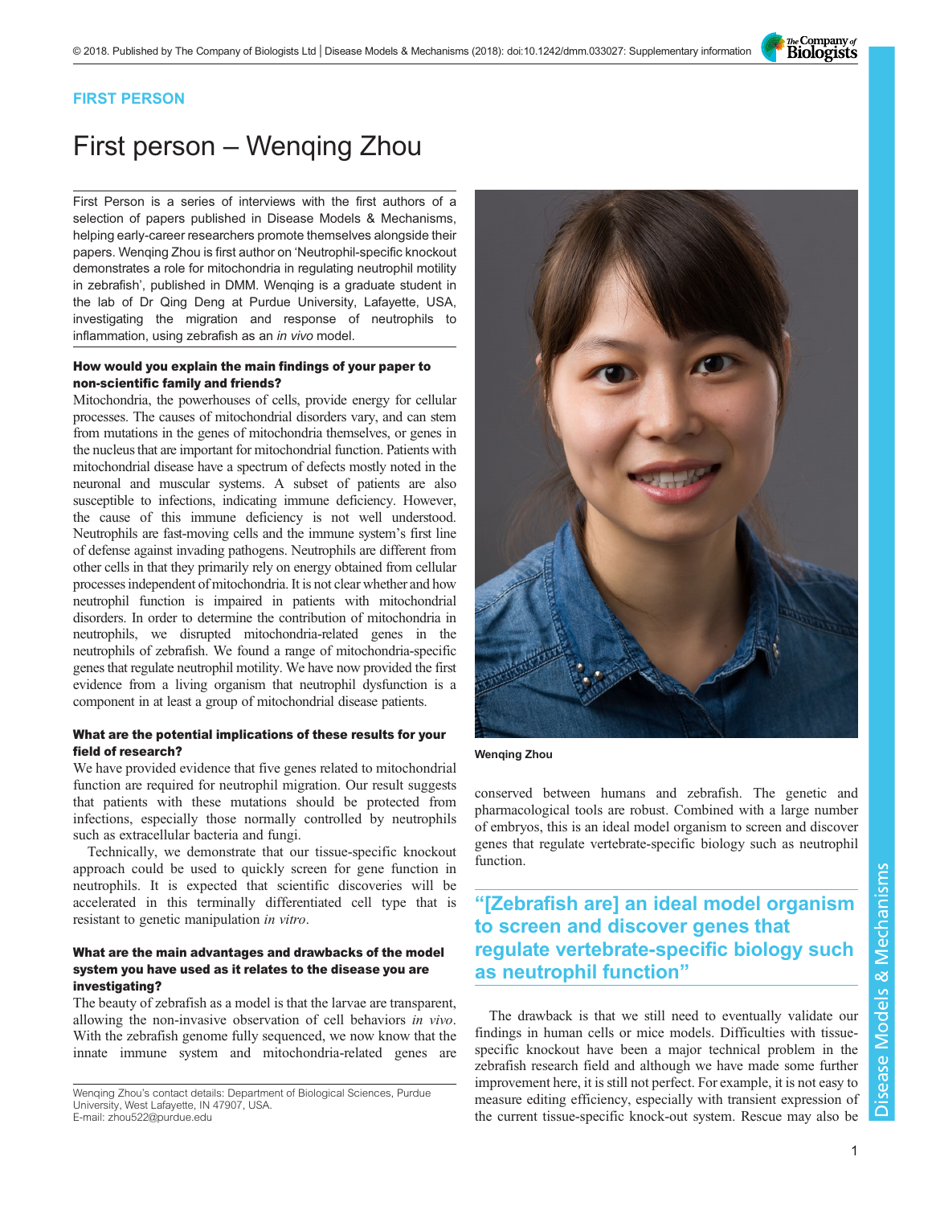FIRST PERSON

# First person – Wenqing Zhou

First Person is a series of interviews with the first authors of a selection of papers published in Disease Models & Mechanisms, helping early-career researchers promote themselves alongside their papers. Wenqing Zhou is first author on 'Neutrophil-specific knockout demonstrates a role for mitochondria in regulating neutrophil motility in zebrafish', published in DMM. Wenqing is a graduate student in the lab of Dr Qing Deng at Purdue University, Lafayette, USA, investigating the migration and response of neutrophils to inflammation, using zebrafish as an *in vivo* model.

### How would you explain the main findings of your paper to non-scientific family and friends?

Mitochondria, the powerhouses of cells, provide energy for cellular processes. The causes of mitochondrial disorders vary, and can stem from mutations in the genes of mitochondria themselves, or genes in the nucleus that are important for mitochondrial function. Patients with mitochondrial disease have a spectrum of defects mostly noted in the neuronal and muscular systems. A subset of patients are also susceptible to infections, indicating immune deficiency. However, the cause of this immune deficiency is not well understood. Neutrophils are fast-moving cells and the immune system's first line of defense against invading pathogens. Neutrophils are different from other cells in that they primarily rely on energy obtained from cellular processes independent of mitochondria. It is not clear whether and how neutrophil function is impaired in patients with mitochondrial disorders. In order to determine the contribution of mitochondria in neutrophils, we disrupted mitochondria-related genes in the neutrophils of zebrafish. We found a range of mitochondria-specific genes that regulate neutrophil motility. We have now provided the first evidence from a living organism that neutrophil dysfunction is a component in at least a group of mitochondrial disease patients.

### What are the potential implications of these results for your field of research?

We have provided evidence that five genes related to mitochondrial function are required for neutrophil migration. Our result suggests that patients with these mutations should be protected from infections, especially those normally controlled by neutrophils such as extracellular bacteria and fungi.

Technically, we demonstrate that our tissue-specific knockout approach could be used to quickly screen for gene function in neutrophils. It is expected that scientific discoveries will be accelerated in this terminally differentiated cell type that is resistant to genetic manipulation *in vitro*.

### What are the main advantages and drawbacks of the model system you have used as it relates to the disease you are investigating?

The beauty of zebrafish as a model is that the larvae are transparent, allowing the non-invasive observation of cell behaviors *in vivo*. With the zebrafish genome fully sequenced, we now know that the innate immune system and mitochondria-related genes are conserved between humans and zebrafish. The genetic and pharmacological tools are robust. Combined with a large number of embryos, this is an ideal model organism to screen and discover genes that regulate vertebrate-specific biology such as neutrophil function.

Wenqing Zhou

> "[Zebrafish are] an ideal model organism to screen and discover genes that regulate vertebrate-specific biology such as neutrophil function"

The drawback is that we still need to eventually validate our findings in human cells or mice models. Difficulties with tissue-specific knockout have been a major technical problem in the zebrafish research field and although we have made some further improvement here, it is still not perfect. For example, it is not easy to measure editing efficiency, especially with transient expression of the current tissue-specific knock-out system. Rescue may also be

Wenqing Zhou's contact details: Department of Biological Sciences, Purdue University, West Lafayette, IN 47907, USA.
E-mail: zhou522@purdue.edu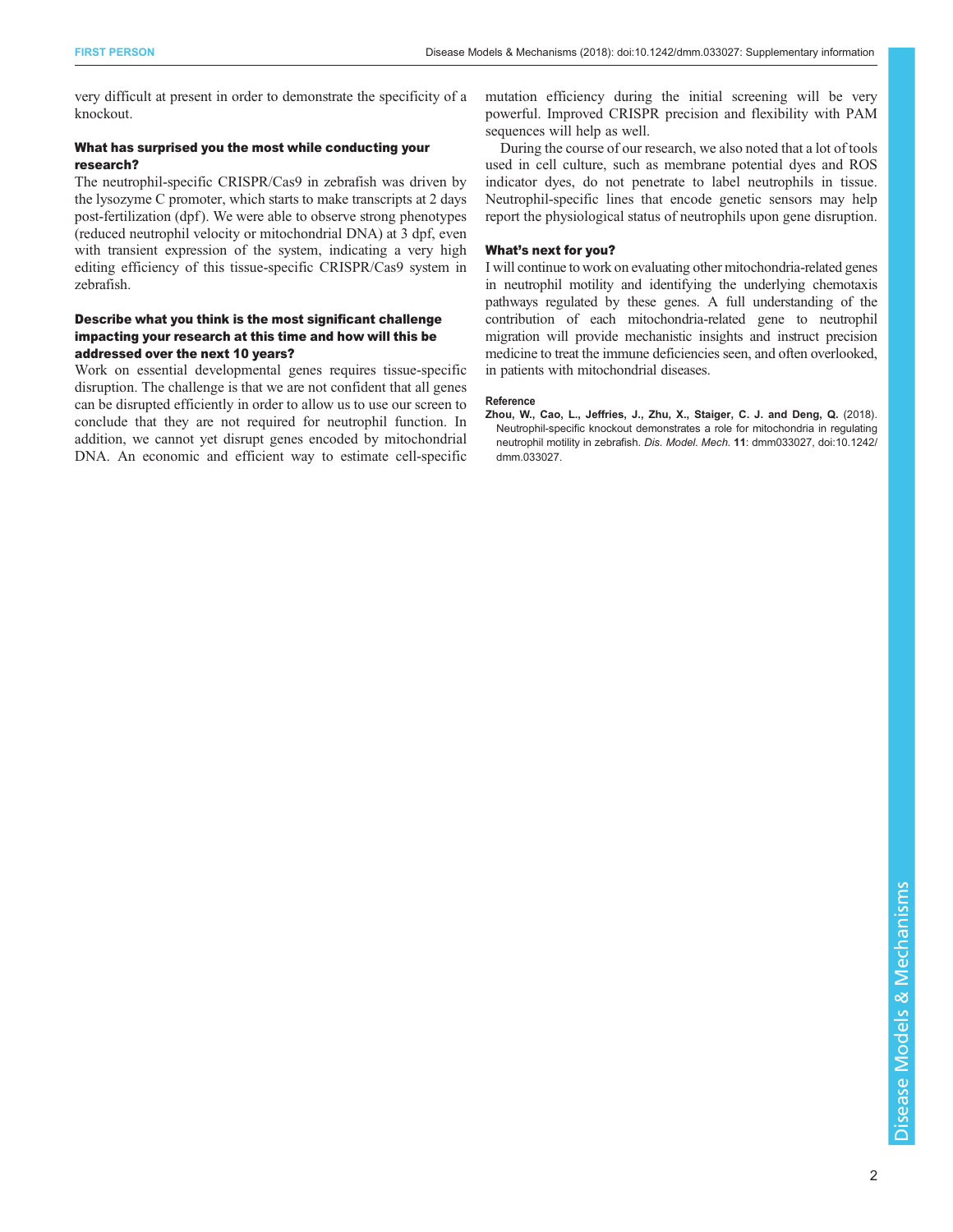very difficult at present in order to demonstrate the specificity of a knockout.

**What has surprised you the most while conducting your research?**

The neutrophil-specific CRISPR/Cas9 in zebrafish was driven by the lysozyme C promoter, which starts to make transcripts at 2 days post-fertilization (dpf). We were able to observe strong phenotypes (reduced neutrophil velocity or mitochondrial DNA) at 3 dpf, even with transient expression of the system, indicating a very high editing efficiency of this tissue-specific CRISPR/Cas9 system in zebrafish.

**Describe what you think is the most significant challenge impacting your research at this time and how will this be addressed over the next 10 years?**

Work on essential developmental genes requires tissue-specific disruption. The challenge is that we are not confident that all genes can be disrupted efficiently in order to allow us to use our screen to conclude that they are not required for neutrophil function. In addition, we cannot yet disrupt genes encoded by mitochondrial DNA. An economic and efficient way to estimate cell-specific mutation efficiency during the initial screening will be very powerful. Improved CRISPR precision and flexibility with PAM sequences will help as well.

During the course of our research, we also noted that a lot of tools used in cell culture, such as membrane potential dyes and ROS indicator dyes, do not penetrate to label neutrophils in tissue. Neutrophil-specific lines that encode genetic sensors may help report the physiological status of neutrophils upon gene disruption.

**What's next for you?**

I will continue to work on evaluating other mitochondria-related genes in neutrophil motility and identifying the underlying chemotaxis pathways regulated by these genes. A full understanding of the contribution of each mitochondria-related gene to neutrophil migration will provide mechanistic insights and instruct precision medicine to treat the immune deficiencies seen, and often overlooked, in patients with mitochondrial diseases.

**Reference**

**Zhou, W., Cao, L., Jeffries, J., Zhu, X., Staiger, C. J. and Deng, Q.** (2018). Neutrophil-specific knockout demonstrates a role for mitochondria in regulating neutrophil motility in zebrafish. *Dis. Model. Mech.* **11**: dmm033027, doi:10.1242/dmm.033027.